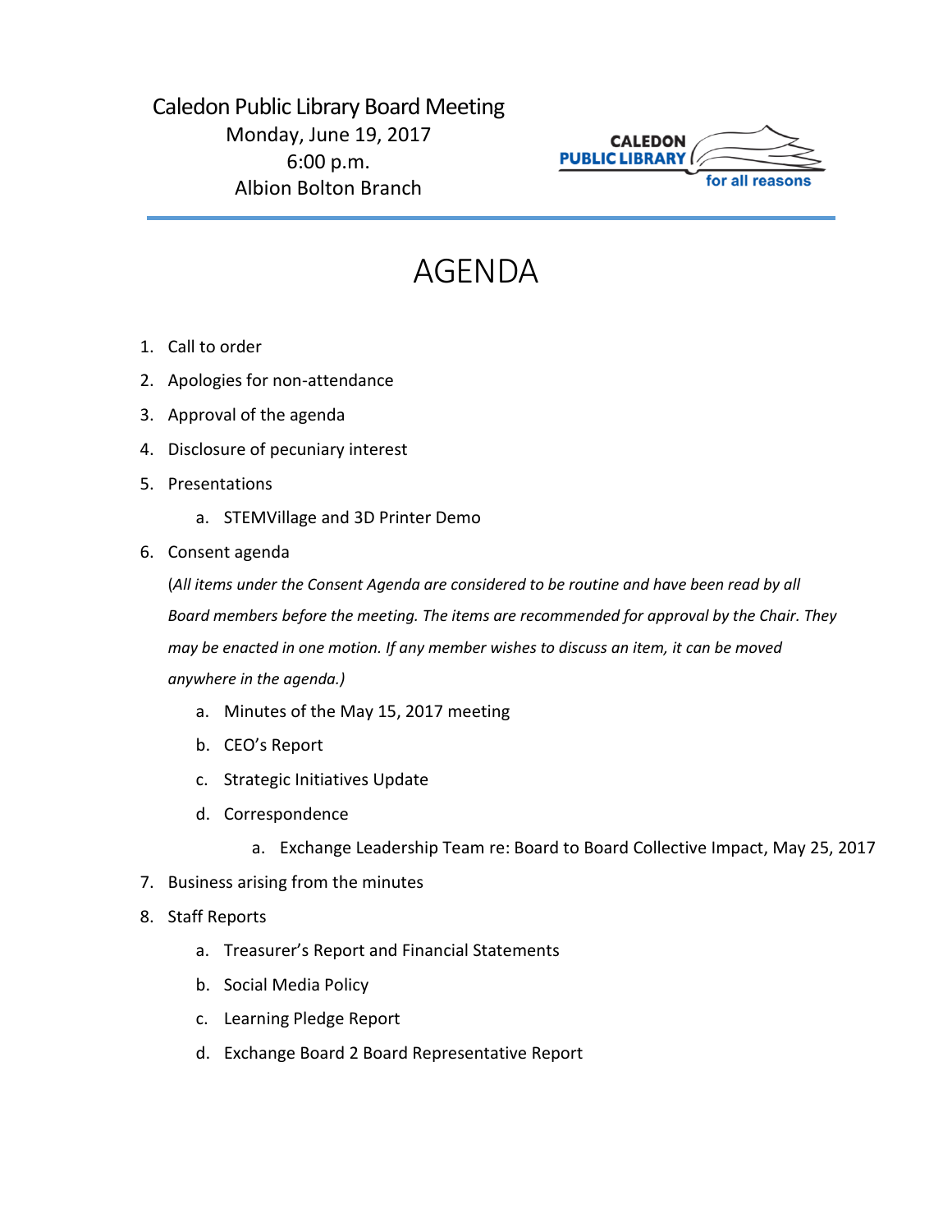Caledon Public Library Board Meeting
Monday, June 19, 2017
6:00 p.m.
Albion Bolton Branch

CALEDON PUBLIC LIBRARY for all reasons

# AGENDA

1. Call to order
2. Apologies for non-attendance
3. Approval of the agenda
4. Disclosure of pecuniary interest
5. Presentations
   a. STEMVillage and 3D Printer Demo
6. Consent agenda

   (*All items under the Consent Agenda are considered to be routine and have been read by all Board members before the meeting. The items are recommended for approval by the Chair. They may be enacted in one motion. If any member wishes to discuss an item, it can be moved anywhere in the agenda.)*

   a. Minutes of the May 15, 2017 meeting
   b. CEO's Report
   c. Strategic Initiatives Update
   d. Correspondence
      a. Exchange Leadership Team re: Board to Board Collective Impact, May 25, 2017
7. Business arising from the minutes
8. Staff Reports
   a. Treasurer's Report and Financial Statements
   b. Social Media Policy
   c. Learning Pledge Report
   d. Exchange Board 2 Board Representative Report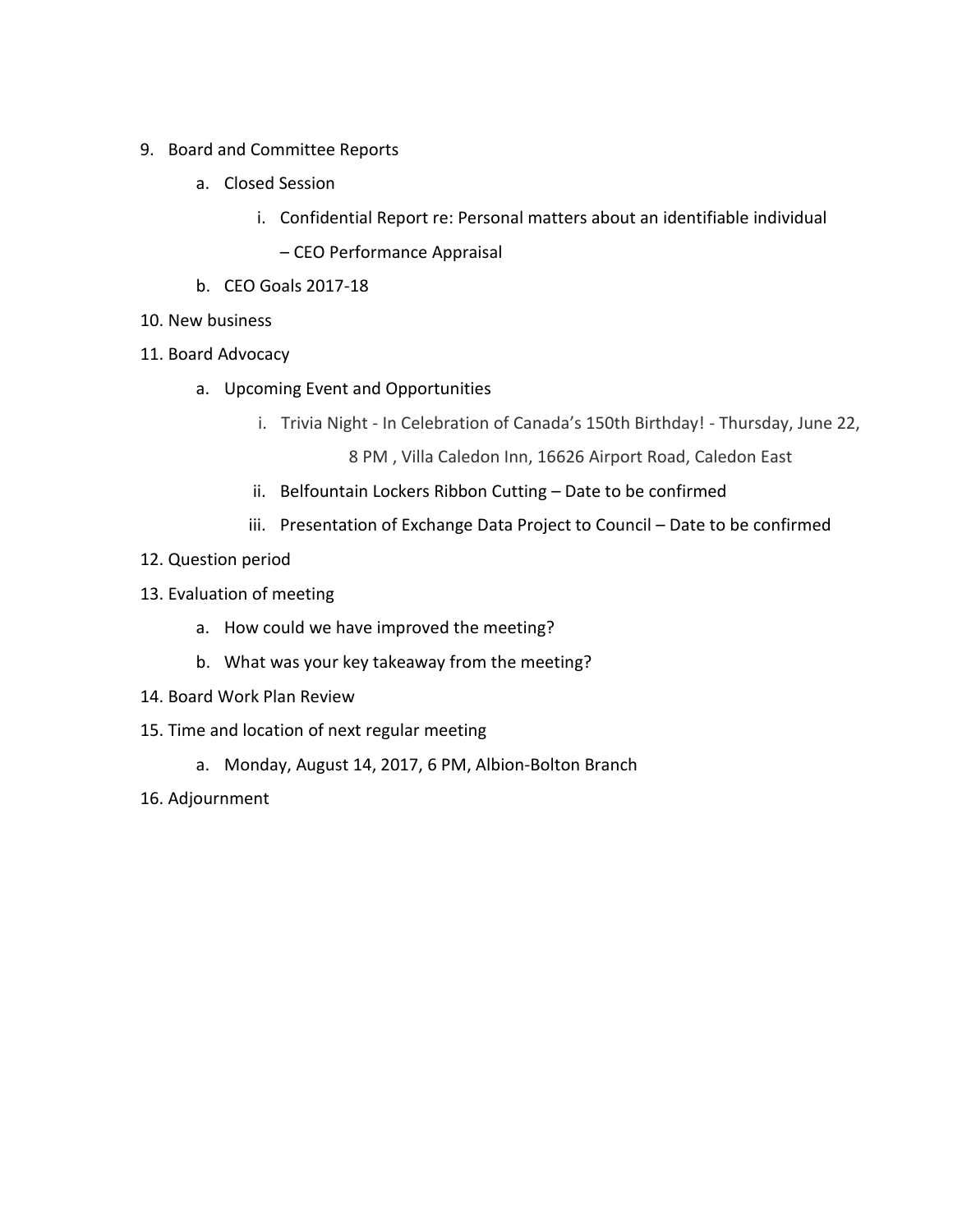9. Board and Committee Reports
    a. Closed Session
        i. Confidential Report re: Personal matters about an identifiable individual – CEO Performance Appraisal
    b. CEO Goals 2017-18
10. New business
11. Board Advocacy
    a. Upcoming Event and Opportunities
        i. Trivia Night - In Celebration of Canada's 150th Birthday! - Thursday, June 22, 8 PM , Villa Caledon Inn, 16626 Airport Road, Caledon East
        ii. Belfountain Lockers Ribbon Cutting – Date to be confirmed
        iii. Presentation of Exchange Data Project to Council – Date to be confirmed
12. Question period
13. Evaluation of meeting
    a. How could we have improved the meeting?
    b. What was your key takeaway from the meeting?
14. Board Work Plan Review
15. Time and location of next regular meeting
    a. Monday, August 14, 2017, 6 PM, Albion-Bolton Branch
16. Adjournment